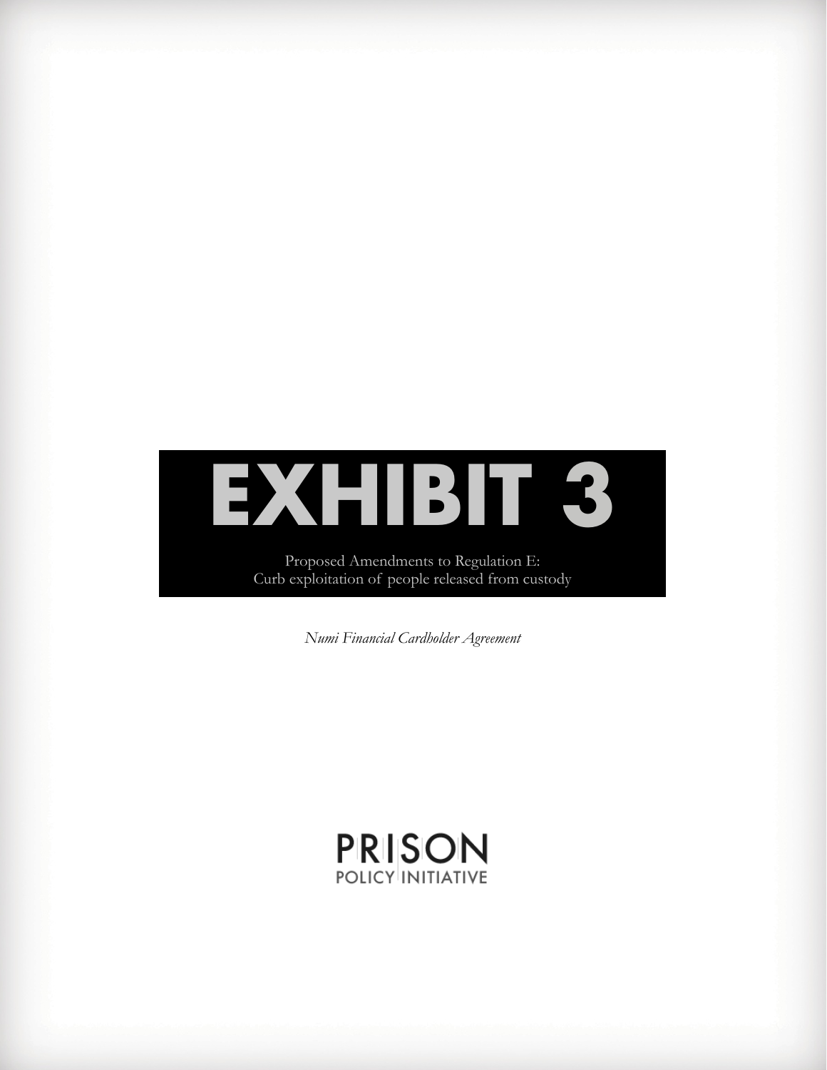# EXHIBIT 3

Proposed Amendments to Regulation E:
Curb exploitation of people released from custody

*Numi Financial Cardholder Agreement*

PRISON
POLICY INITIATIVE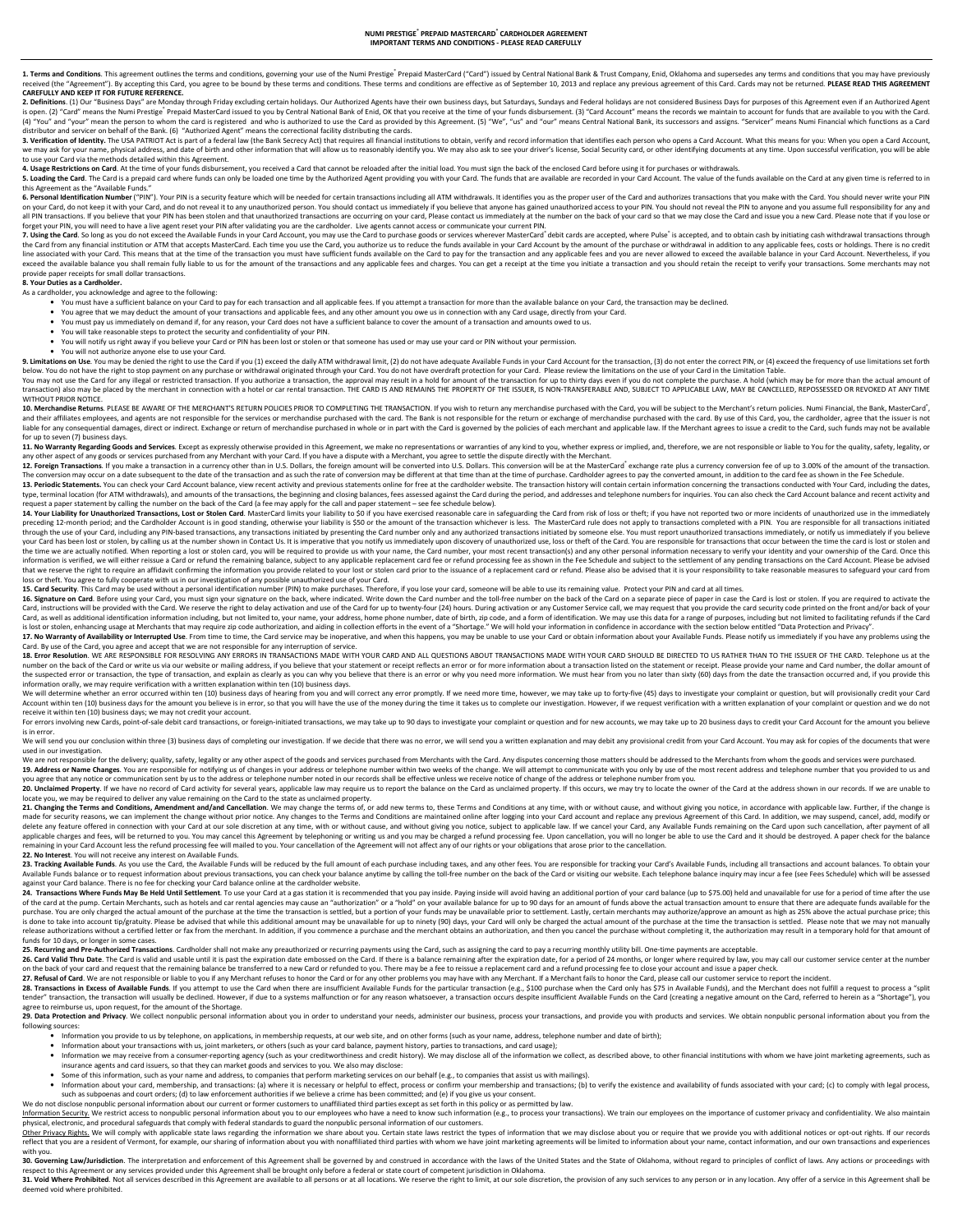# NUMI PRESTIGE® PREPAID MASTERCARD® CARDHOLDER AGREEMENT
## IMPORTANT TERMS AND CONDITIONS - PLEASE READ CAREFULLY

**1. Terms and Conditions**. This agreement outlines the terms and conditions, governing your use of the Numi Prestige® Prepaid MasterCard ("Card") issued by Central National Bank & Trust Company, Enid, Oklahoma and supersedes any terms and conditions that you may have previously received (the "Agreement"). By accepting this Card, you agree to be bound by these terms and conditions. These terms and conditions are effective as of September 10, 2013 and replace any previous agreement of this Card. Cards may not be returned. **PLEASE READ THIS AGREEMENT CAREFULLY AND KEEP IT FOR FUTURE REFERENCE.**

**2. Definitions**. (1) Our "Business Days" are Monday through Friday excluding certain holidays. Our Authorized Agents have their own business days, but Saturdays, Sundays and Federal holidays are not considered Business Days for purposes of this Agreement even if an Authorized Agent is open. (2) "Card" means the Numi Prestige® Prepaid MasterCard issued to you by Central National Bank of Enid, OK that you receive at the time of your funds disbursement. (3) "Card Account" means the records we maintain to account for funds that are available to you with the Card. (4) "You" and "your" mean the person to whom the card is registered and who is authorized to use the Card as provided by this Agreement. (5) "We", "us" and "our" means Central National Bank, its successors and assigns. "Servicer" means Numi Financial which functions as a Card distributor and servicer on behalf of the Bank. (6) "Authorized Agent" means the correctional facility distributing the cards.

**3. Verification of Identity.** The USA PATRIOT Act is part of a federal law (the Bank Secrecy Act) that requires all financial institutions to obtain, verify and record information that identifies each person who opens a Card Account. What this means for you: When you open a Card Account, we may ask for your name, physical address, and date of birth and other information that will allow us to reasonably identify you. We may also ask to see your driver's license, Social Security card, or other identifying documents at any time. Upon successful verification, you will be able to use your Card via the methods detailed within this Agreement.

**4. Usage Restrictions on Card**. At the time of your funds disbursement, you received a Card that cannot be reloaded after the initial load. You must sign the back of the enclosed Card before using it for purchases or withdrawals.

**5. Loading the Card**. The Card is a prepaid card where funds can only be loaded one time by the Authorized Agent providing you with your Card. The funds that are available are recorded in your Card Account. The value of the funds available on the Card at any given time is referred to in this Agreement as the "Available Funds."

**6. Personal Identification Number** ("PIN"). Your PIN is a security feature which will be needed for certain transactions including all ATM withdrawals. It identifies you as the proper user of the Card and authorizes transactions that you make with the Card. You should never write your PIN on your Card, do not keep it with your Card, and do not reveal it to any unauthorized person. You should contact us immediately if you believe that anyone has gained unauthorized access to your PIN. You should not reveal the PIN to anyone and you assume full responsibility for any and all PIN transactions. If you believe that your PIN has been stolen and that unauthorized transactions are occurring on your card, Please contact us immediately at the number on the back of your card so that we may close the Card and issue you a new Card. Please note that if you lose or forget your PIN, you will need to have a live agent reset your PIN after validating you are the cardholder. Live agents cannot access or communicate your current PIN.

**7. Using the Card**. So long as you do not exceed the Available Funds in your Card Account, you may use the Card to purchase goods or services wherever MasterCard® debit cards are accepted, where Pulse® is accepted, and to obtain cash by initiating cash withdrawal transactions through the Card from any financial institution or ATM that accepts MasterCard. Each time you use the Card, you authorize us to reduce the funds available in your Card Account by the amount of the purchase or withdrawal in addition to any applicable fees, costs or holdings. There is no credit line associated with your Card. This means that at the time of the transaction you must have sufficient funds available on the Card to pay for the transaction and any applicable fees and you are never allowed to exceed the available balance in your Card Account. Nevertheless, if you exceed the available balance you shall remain fully liable to us for the amount of the transactions and any applicable fees and charges. You can get a receipt at the time you initiate a transaction and you should retain the receipt to verify your transactions. Some merchants may not provide paper receipts for small dollar transactions.

**8. Your Duties as a Cardholder.**

As a cardholder, you acknowledge and agree to the following:

- You must have a sufficient balance on your Card to pay for each transaction and all applicable fees. If you attempt a transaction for more than the available balance on your Card, the transaction may be declined.
- You agree that we may deduct the amount of your transactions and applicable fees, and any other amount you owe us in connection with any Card usage, directly from your Card.
- You must pay us immediately on demand if, for any reason, your Card does not have a sufficient balance to cover the amount of a transaction and amounts owed to us.
- You will take reasonable steps to protect the security and confidentiality of your PIN.
- You will notify us right away if you believe your Card or PIN has been lost or stolen or that someone has used or may use your card or PIN without your permission.
- You will not authorize anyone else to use your Card.

**9. Limitations on Use**. You may be denied the right to use the Card if you (1) exceed the daily ATM withdrawal limit, (2) do not have adequate Available Funds in your Card Account for the transaction, (3) do not enter the correct PIN, or (4) exceed the frequency of use limitations set forth below. You do not have the right to stop payment on any purchase or withdrawal originated through your Card. You do not have overdraft protection for your Card. Please review the limitations on the use of your Card in the Limitation Table.

You may not use the Card for any illegal or restricted transaction. If you authorize a transaction, the approval may result in a hold for amount of the transaction for up to thirty days even if you do not complete the purchase. A hold (which may be for more than the actual amount of transaction) also may be placed by the merchant in connection with a hotel or car rental transaction. THE CARD IS AND REMAINS THE PROPERTY OF THE ISSUER, IS NON-TRANSFERABLE AND, SUBJECT TO APPLICABLE LAW, MAY BE CANCELLED, REPOSSESSED OR REVOKED AT ANY TIME WITHOUT PRIOR NOTICE.

**10. Merchandise Returns**. PLEASE BE AWARE OF THE MERCHANT'S RETURN POLICIES PRIOR TO COMPLETING THE TRANSACTION. If you wish to return any merchandise purchased with the Card, you will be subject to the Merchant's return policies. Numi Financial, the Bank, MasterCard®, and their affiliates employees, and agents are not responsible for the services or merchandise purchased with the card. The Bank is not responsible for the return or exchange of merchandise purchased with the card. By use of this Card, you, the cardholder, agree that the issuer is not liable for any consequential damages, direct or indirect. Exchange or return of merchandise purchased in whole or in part with the Card is governed by the policies of each merchant and applicable law. If the Merchant agrees to issue a credit to the Card, such funds may not be available for up to seven (7) business days.

**11. No Warranty Regarding Goods and Services**. Except as expressly otherwise provided in this Agreement, we make no representations or warranties of any kind to you, whether express or implied, and, therefore, we are not responsible or liable to You for the quality, safety, legality, or any other aspect of any goods or services purchased from any Merchant with your Card. If you have a dispute with a Merchant, you agree to settle the dispute directly with the Merchant.

**12. Foreign Transactions**. If you make a transaction in a currency other than in U.S. Dollars, the foreign amount will be converted into U.S. Dollars. This conversion will be at the MasterCard® exchange rate plus a currency conversion fee of up to 3.00% of the amount of the transaction. The conversion may occur on a date subsequent to the date of the transaction and as such the rate of conversion may be different at that time than at the time of purchase. Cardholder agrees to pay the converted amount, in addition to the card fee as shown in the Fee Schedule.

**13. Periodic Statements.** You can check your Card Account balance, view recent activity and previous statements online for free at the cardholder website. The transaction history will contain certain information concerning the transactions conducted with Your Card, including the dates, type, terminal location (for ATM withdrawals), and amounts of the transactions, the beginning and closing balances, fees assessed against the Card during the period, and addresses and telephone numbers for inquiries. You can also check the Card Account balance and recent activity and request a paper statement by calling the number on the back of the Card (a fee may apply for the call and paper statement – see fee schedule below).

**14. Your Liability for Unauthorized Transactions, Lost or Stolen Card**. MasterCard limits your liability to $0 if you have exercised reasonable care in safeguarding the Card from risk of loss or theft; if you have not reported two or more incidents of unauthorized use in the immediately preceding 12-month period; and the Cardholder Account is in good standing, otherwise your liability is $50 or the amount of the transaction whichever is less. The MasterCard rule does not apply to transactions completed with a PIN. You are responsible for all transactions initiated through the use of your Card, including any PIN-based transactions, any transactions initiated by presenting the Card number only and any authorized transactions initiated by someone else. You must report unauthorized transactions immediately, or notify us immediately if you believe your Card has been lost or stolen, by calling us at the number shown in Contact Us. It is imperative that you notify us immediately upon discovery of unauthorized use, loss or theft of the Card. You are responsible for transactions that occur between the time the card is lost or stolen and the time we are actually notified. When reporting a lost or stolen card, you will be required to provide us with your name, the Card number, your most recent transaction(s) and any other personal information necessary to verify your identity and your ownership of the Card. Once this information is verified, we will either reissue a Card or refund the remaining balance, subject to any applicable replacement card fee or refund processing fee as shown in the Fee Schedule and subject to the settlement of any pending transactions on the Card Account. Please be advised that we reserve the right to require an affidavit confirming the information you provide related to your lost or stolen card prior to the issuance of a replacement card or refund. Please also be advised that it is your responsibility to take reasonable measures to safeguard your card from loss or theft. You agree to fully cooperate with us in our investigation of any possible unauthorized use of your Card.

**15. Card Security**. This Card may be used without a personal identification number (PIN) to make purchases. Therefore, if you lose your card, someone will be able to use its remaining value. Protect your PIN and card at all times.

**16. Signature on Card**. Before using your Card, you must sign your signature on the back, where indicated. Write down the Card number and the toll-free number on the back of the Card on a separate piece of paper in case the Card is lost or stolen. If you are required to activate the Card, instructions will be provided with the Card. We reserve the right to delay activation and use of the Card for up to twenty-four (24) hours. During activation or any Customer Service call, we may request that you provide the card security code printed on the front and/or back of your Card, as well as additional identification information including, but not limited to, your name, your address, home phone number, date of birth, zip code, and a form of identification. We may use this data for a range of purposes, including but not limited to facilitating refunds if the Card is lost or stolen, enhancing usage at Merchants that may require zip code authorization, and aiding in collection efforts in the event of a "Shortage." We will hold your information in confidence in accordance with the section below entitled "Data Protection and Privacy".

**17. No Warranty of Availability or Interrupted Use**. From time to time, the Card service may be inoperative, and when this happens, you may be unable to use your Card or obtain information about your Available Funds. Please notify us immediately if you have any problems using the Card. By use of the Card, you agree and accept that we are not responsible for any interruption of service.

**18. Error Resolution**. WE ARE RESPONSIBLE FOR RESOLVING ANY ERRORS IN TRANSACTIONS MADE WITH YOUR CARD AND ALL QUESTIONS ABOUT TRANSACTIONS MADE WITH YOUR CARD SHOULD BE DIRECTED TO US RATHER THAN TO THE ISSUER OF THE CARD. Telephone us at the number on the back of the Card or write us via our website or mailing address, if you believe that your statement or receipt reflects an error or for more information about a transaction listed on the statement or receipt. Please provide your name and Card number, the dollar amount of the suspected error or transaction, the type of transaction, and explain as clearly as you can why you believe that there is an error or why you need more information. We must hear from you no later than sixty (60) days from the date the transaction occurred and, if you provide this information orally, we may require verification with a written explanation within ten (10) business days.

We will determine whether an error occurred within ten (10) business days of hearing from you and will correct any error promptly. If we need more time, however, we may take up to forty-five (45) days to investigate your complaint or question, but will provisionally credit your Card Account within ten (10) business days for the amount you believe is in error, so that you will have the use of the money during the time it takes us to complete our investigation. However, if we request verification with a written explanation of your complaint or question and we do not receive it within ten (10) business days; we may not credit your account.

For errors involving new Cards, point-of-sale debit card transactions, or foreign-initiated transactions, we may take up to 90 days to investigate your complaint or question and for new accounts, we may take up to 20 business days to credit your Card Account for the amount you believe is in error.

We will send you our conclusion within three (3) business days of completing our investigation. If we decide that there was no error, we will send you a written explanation and may debit any provisional credit from your Card Account. You may ask for copies of the documents that were used in our investigation.

We are not responsible for the delivery; quality, safety, legality or any other aspect of the goods and services purchased from Merchants with the Card. All disputes concerning those matters should be addressed to the Merchants from whom the goods and services were purchased.

**19. Address or Name Changes**. You are responsible for notifying us of changes in your address or telephone number within two weeks of the change. We will attempt to communicate with you only by use of the most recent address and telephone number that you provided to us and you agree that any notice or communication sent by us to the address or telephone number noted in our records shall be effective unless we receive notice of change of the address or telephone number from you.

**20. Unclaimed Property**. If we have no record of Card activity for several years, applicable law may require us to report the balance on the Card as unclaimed property. If this occurs, we may try to locate the owner of the Card at the address shown in our records. If we are unable to locate you, we may be required to deliver any value remaining on the Card to the state as unclaimed property.

**21. Changing the Terms and Conditions, Amendment and/and Cancellation**. We may change the terms of, or add new terms to, these Terms and Conditions at any time, with or without cause, and without giving you notice, in accordance with applicable law. Further, if the change is made for security reasons, we can implement the change without prior notice. Any changes to the Terms and Conditions are maintained online after logging into your Card account and replace any previous Agreement of this Card. In addition, we may suspend, cancel, add, modify or delete any feature offered in connection with your Card at our sole discretion at any time, with or without cause, and without giving you notice, subject to applicable law. If we cancel your Card, any Available Funds remaining on the Card upon such cancellation, after payment of all applicable charges and fees, will be returned to you. You may cancel this Agreement by telephoning or writing us and you may be charged a refund processing fee. Upon cancellation, you will no longer be able to use the Card and it should be destroyed. A paper check for the balance remaining in your Card Account less the refund processing fee will mailed to you. Your cancellation of the Agreement will not affect any of our rights or your obligations that arose prior to the cancellation.

**22. No Interest**. You will not receive any interest on Available Funds.

**23. Tracking Available Funds**. As you use the Card, the Available Funds will be reduced by the full amount of each purchase including taxes, and any other fees. You are responsible for tracking your Card's Available Funds, including all transactions and account balances. To obtain your Available Funds balance or to request information about previous transactions, you can check your balance anytime by calling the toll-free number on the back of the Card or visiting our website. Each telephone balance inquiry may incur a fee (see Fees Schedule) which will be assessed against your Card balance. There is no fee for checking your Card balance online at the cardholder website.

**24. Transactions Where Funds May Be Held Until Settlement**. To use your Card at a gas station it is recommended that you pay inside. Paying inside will avoid having an additional portion of your card balance (up to $75.00) held and unavailable for use for a period of time after the use of the card at the pump. Certain Merchants, such as hotels and car rental agencies may cause an "authorization" or a "hold" on your available balance for up to 90 days for an amount of funds above the actual transaction amount to ensure that there are adequate funds available for the purchase. You are only charged the actual amount of the purchase at the time the transaction is settled, but a portion of your funds may be unavailable prior to settlement. Lastly, certain merchants may authorize/approve an amount as high as 25% above the actual purchase price; this is done to take into account tip/gratuity. Please be advised that while this additional amount may be unavailable for up to ninety (90) days, your Card will only be charged the actual amount of the purchase at the time the transaction is settled. Please note that we may not manually release authorizations without a certified letter or fax from the merchant. In addition, if you commence a purchase and the Merchant obtains an authorization, and then you cancel the purchase without completing it, the authorization may result in a temporary hold for that amount of funds for 10 days, or longer in some cases.

**25. Recurring and Pre-Authorized Transactions**. Cardholder shall not make any preauthorized or recurring payments using the Card, such as assigning the card to pay a recurring monthly utility bill. One-time payments are acceptable.

**26. Card Valid Thru Date**. The Card is valid and usable until it is past the expiration date embossed on the Card. If there is a balance remaining after the expiration date, for a period of 24 months, or longer where required by law, you may call our customer service center at the number on the back of your card and request that the remaining balance be transferred to a new Card or refunded to you. There may be a fee to reissue a replacement card and a refund processing fee to close your account and issue a paper check.

**27. Refusal of Card**. We are not responsible or liable to you if any Merchant refuses to honor the Card or for any other problems you may have with any Merchant. If a Merchant fails to honor the Card, please call our customer service to report the incident.

**28. Transactions in Excess of Available Funds**. If you attempt to use the Card when there are insufficient Available Funds for the particular transaction (e.g., $100 purchase when the Card only has $75 in Available Funds), and the Merchant does not fulfill a request to process a "split tender" transaction, the transaction will usually be declined. However, if due to a systems malfunction or for any reason whatsoever, a transaction occurs despite insufficient Available Funds on the Card (creating a negative amount on the Card, referred to herein as a "Shortage"), you agree to reimburse us, upon request, for the amount of the Shortage.

**29. Data Protection and Privacy**. We collect nonpublic personal information about you in order to understand your needs, administer our business, process your transactions, and provide you with products and services. We obtain nonpublic personal information about you from the following sources:

- Information you provide to us by telephone, on applications, in membership requests, at our web site, and on other forms (such as your name, address, telephone number and date of birth);
- Information about your transactions with us, joint marketers, or others (such as your card balance, payment history, parties to transactions, and card usage);
- Information we may receive from a consumer-reporting agency (such as your creditworthiness and credit history). We may disclose all of the information we collect, as described above, to other financial institutions with whom we have joint marketing agreements, such as insurance agents and card issuers, so that they can market goods and services to you. We also may disclose:
- Some of this information, such as your name and address, to companies that perform marketing services on our behalf (e.g., to companies that assist us with mailings).
- Information about your card, membership, and transactions: (a) where it is necessary or helpful to effect, process or confirm your membership and transactions; (b) to verify the existence and availability of funds associated with your card; (c) to comply with legal process, such as subpoenas and court orders; (d) to law enforcement authorities if we believe a crime has been committed; and (e) if you give us your consent.

We do not disclose nonpublic personal information about our current or former customers to unaffiliated third parties except as set forth in this policy or as permitted by law.

Information Security. We restrict access to nonpublic personal information about you to our employees who have a need to know such information (e.g., to process your transactions). We train our employees on the importance of customer privacy and confidentiality. We also maintain physical, electronic, and procedural safeguards that comply with federal standards to guard the nonpublic personal information of our customers.

Other Privacy Rights. We will comply with applicable state laws regarding the information we share about you. Certain state laws restrict the types of information that we may disclose about you or require that we provide you with additional notices or opt-out rights. If our records reflect that you are a resident of Vermont, for example, our sharing of information about you with nonaffiliated third parties with whom we have joint marketing agreements will be limited to information about your name, contact information, and our own transactions and experiences with you.

**30. Governing Law/Jurisdiction**. The interpretation and enforcement of this Agreement shall be governed by and construed in accordance with the laws of the United States and the State of Oklahoma, without regard to principles of conflict of laws. Any actions or proceedings with respect to this Agreement or any services provided under this Agreement shall be brought only before a federal or state court of competent jurisdiction in Oklahoma.

**31. Void Where Prohibited**. Not all services described in this Agreement are available to all persons or at all locations. We reserve the right to limit, at our sole discretion, the provision of any such services to any person or in any location. Any offer of a service in this Agreement shall be deemed void where prohibited.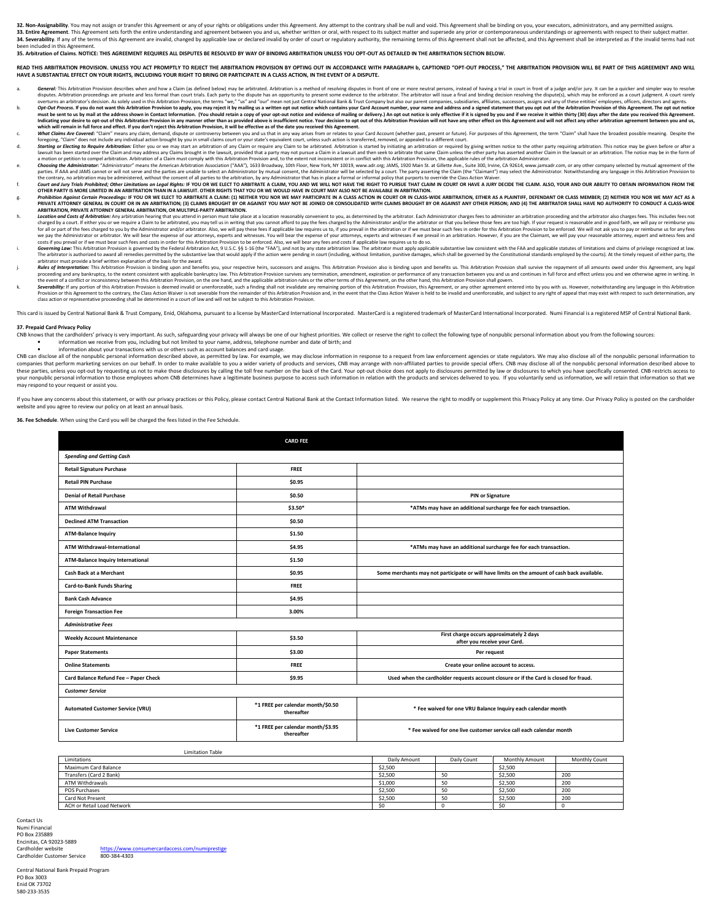**32. Non-Assignability**. You may not assign or transfer this Agreement or any of your rights or obligations under this Agreement. Any attempt to the contrary shall be null and void. This Agreement shall be binding on you, your executors, administrators, and any permitted assigns.

**33. Entire Agreement**. This Agreement sets forth the entire understanding and agreement between you and us, whether written or oral, with respect to its subject matter and supersede any prior or contemporaneous understandings or agreements with respect to their subject matter.

**34. Severability**. If any of the terms of this Agreement are invalid, changed by applicable law or declared invalid by order of court or regulatory authority, the remaining terms of this Agreement shall not be affected, and this Agreement shall be interpreted as if the invalid terms had not been included in this Agreement.

**35. Arbitration of Claims**. **NOTICE: THIS AGREEMENT REQUIRES ALL DISPUTES TO BE RESOLVED BY WAY OF BINDING ARBITRATION UNLESS YOU OPT-OUT AS DETAILED IN THE ARBITRATION SECTION BELOW.**

**READ THIS ARBITRATION PROVISION. UNLESS YOU ACT PROMPTLY TO REJECT THE ARBITRATION PROVISION BY OPTING OUT IN ACCORDANCE WITH PARAGRAPH b, CAPTIONED "OPT-OUT PROCESS," THE ARBITRATION PROVISION WILL BE PART OF THIS AGREEMENT AND WILL HAVE A SUBSTANTIAL EFFECT ON YOUR RIGHTS, INCLUDING YOUR RIGHT TO BRING OR PARTICIPATE IN A CLASS ACTION, IN THE EVENT OF A DISPUTE.**

a. ***General:*** This Arbitration Provision describes when and how a Claim (as defined below) may be arbitrated. Arbitration is a method of resolving disputes in front of one or more neutral persons, instead of having a trial in court in front of a judge and/or jury. It can be a quicker and simpler way to resolve disputes. Arbitration proceedings are private and less formal than court trials. Each party to the dispute has an opportunity to present some evidence to the arbitrator. The arbitrator will issue a final and binding decision resolving the dispute(s), which may be enforced as a court judgment. A court rarely overturns an arbitrator's decision. As solely used in this Arbitration Provision, the terms "we," "us" and "our" mean not just Central National Bank & Trust Company but also our parent companies, subsidiaries, affiliates, successors, assigns and any of these entities' employees, officers, directors and agents.

b. ***Opt-Out Process.*** **If you do not want this Arbitration Provision to apply, you may reject it by mailing us a written opt out notice which contains your Card Account number, your name and address and a signed statement that you opt out of the Arbitration Provision of this Agreement. The opt out notice must be sent to us by mail at the address shown in Contact Information. (You should retain a copy of your opt-out notice and evidence of mailing or delivery.) An opt out notice is only effective if it is signed by you and if we receive it within thirty (30) days after the date you received this Agreement. Indicating your desire to opt-out of this Arbitration Provision in any manner other than as provided above is insufficient notice. Your decision to opt out of this Arbitration Provision will not have any other effect on this Agreement and will not affect any other arbitration agreement between you and us, which will remain in full force and effect. If you don't reject this Arbitration Provision, it will be effective as of the date you received this Agreement.**

c. ***What Claims Are Covered:*** "Claim" means any claim, demand, dispute or controversy between you and us that in any way arises from or relates to your Card Account (whether past, present or future). For purposes of this Agreement, the term "Claim" shall have the broadest possible meaning. Despite the foregoing, "Claim" does not include any individual action brought by you in small claims court or your state's equivalent court, unless such action is transferred, removed, or appealed to a different court.

d. ***Starting or Electing to Require Arbitration:*** Either you or we may start an arbitration of any Claim or require any Claim to be arbitrated. Arbitration is started by initiating an arbitration or required by giving written notice to the other party requiring arbitration. This notice may be given before or after a lawsuit has been started over the Claim and may address any Claims brought in the lawsuit, provided that a party may not pursue a Claim in a lawsuit and then seek to arbitrate that same Claim unless the other party has asserted another Claim in the lawsuit or an arbitration. The notice may be in the form of a motion or petition to compel arbitration. Arbitration of a Claim must comply with this Arbitration Provision and, to the extent not inconsistent or in conflict with this Arbitration Provision, the applicable rules of the arbitration Administrator.

e. ***Choosing the Administrator:*** "Administrator" means the American Arbitration Association ("AAA"), 1633 Broadway, 10th Floor, New York, NY 10019, www.adr.org; JAMS, 1920 Main St. at Gillette Ave., Suite 300, Irvine, CA 92614, www.jamsadr.com, or any other company selected by mutual agreement of the parties. If AAA and JAMS cannot or will not serve and the parties are unable to select an Administrator by mutual consent, the Administrator will be selected by a court. The party asserting the Claim (the "Claimant") may select the Administrator. Notwithstanding any language in this Arbitration Provision to the contrary, no arbitration may be administered, without the consent of all parties to the arbitration, by any Administrator that has in place a formal or informal policy that purports to override the Class Action Waiver.

f. ***Court and Jury Trials Prohibited; Other Limitations on Legal Rights:*** **IF YOU OR WE ELECT TO ARBITRATE A CLAIM, YOU AND WE WILL NOT HAVE THE RIGHT TO PURSUE THAT CLAIM IN COURT OR HAVE A JURY DECIDE THE CLAIM. ALSO, YOUR AND OUR ABILITY TO OBTAIN INFORMATION FROM THE OTHER PARTY IS MORE LIMITED IN AN ARBITRATION THAN IN A LAWSUIT. OTHER RIGHTS THAT YOU OR WE WOULD HAVE IN COURT MAY ALSO NOT BE AVAILABLE IN ARBITRATION.**

g. ***Prohibition Against Certain Proceedings:*** **IF YOU OR WE ELECT TO ARBITRATE A CLAIM: (1) NEITHER YOU NOR WE MAY PARTICIPATE IN A CLASS ACTION IN COURT OR IN CLASS-WIDE ARBITRATION, EITHER AS A PLAINTIFF, DEFENDANT OR CLASS MEMBER; (2) NEITHER YOU NOR WE MAY ACT AS A PRIVATE ATTORNEY GENERAL IN COURT OR IN AN ARBITRATION; (3) CLAIMS BROUGHT BY OR AGAINST YOU MAY NOT BE JOINED OR CONSOLIDATED WITH CLAIMS BROUGHT BY OR AGAINST ANY OTHER PERSON; AND (4) THE ARBITRATOR SHALL HAVE NO AUTHORITY TO CONDUCT A CLASS-WIDE ARBITRATION, PRIVATE ATTORNEY GENERAL ARBITRATION, OR MULTIPLE-PARTY ARBITRATION.**

h. ***Location and Costs of Arbitration:*** Any arbitration hearing that you attend in person must take place at a location reasonably convenient to you, as determined by the arbitrator. Each Administrator charges fees to administer an arbitration proceeding and the arbitrator also charges fees. This includes fees not charged by a court. If either you or we require a Claim to be arbitrated, you may tell us in writing that you cannot afford to pay the fees charged by the Administrator and/or the arbitrator or that you believe those fees are too high. If your request is reasonable and in good faith, we will pay or reimburse you for all or part of the fees charged to you by the Administrator and/or arbitrator. Also, we will pay these fees if applicable law requires us to, if you prevail in the arbitration or if we must bear such fees in order for this Arbitration Provision to be enforced. We will not ask you to pay or reimburse us for any fees we pay the Administrator or arbitrator. We will bear the expense of our attorneys, experts and witnesses. You will bear the expense of your attorneys, experts and witnesses if we prevail in an arbitration. However, if you are the Claimant, we will pay your reasonable attorney, expert and witness fees and costs if you prevail or if we must bear such fees and costs in order for this Arbitration Provision to be enforced. Also, we will bear any fees and costs if applicable law requires us to do so.

i. ***Governing Law:*** This Arbitration Provision is governed by the Federal Arbitration Act, 9 U.S.C. §§ 1-16 (the "FAA"), and not by any state arbitration law. The arbitrator must apply applicable substantive law consistent with the FAA and applicable statutes of limitations and claims of privilege recognized at law. The arbitrator is authorized to award all remedies permitted by the substantive law that would apply if the action were pending in court (including, without limitation, punitive damages, which shall be governed by the Constitutional standards employed by the courts). At the timely request of either party, the arbitrator must provide a brief written explanation of the basis for the award.

j. ***Rules of Interpretation:*** This Arbitration Provision is binding upon and benefits you, your respective heirs, successors and assigns. This Arbitration Provision also is binding upon and benefits us. This Arbitration Provision shall survive the repayment of all amounts owed under this Agreement, any legal proceeding and any bankruptcy, to the extent consistent with applicable bankruptcy law. This Arbitration Provision survives any termination, amendment, expiration or performance of any transaction between you and us and continues in full force and effect unless you and we otherwise agree in writing. In the event of a conflict or inconsistency between this Arbitration Provision, on the one hand, and the applicable arbitration rules or the other terms of this Agreement, on the other hand, this Arbitration Provision shall govern.

k. ***Severability:*** If any portion of this Arbitration Provision is deemed invalid or unenforceable, such a finding shall not invalidate any remaining portion of this Arbitration Provision, this Agreement, or any other agreement entered into by you with us. However, notwithstanding any language in this Arbitration Provision or this Agreement to the contrary, the Class Action Waiver is not severable from the remainder of this Arbitration Provision and, in the event that the Class Action Waiver is held to be invalid and unenforceable, and subject to any right of appeal that may exist with respect to such determination, any class action or representative proceeding shall be determined in a court of law and will not be subject to this Arbitration Provision.

This card is issued by Central National Bank & Trust Company, Enid, Oklahoma, pursuant to a license by MasterCard International Incorporated. MasterCard is a registered trademark of MasterCard International Incorporated. Numi Financial is a registered MSP of Central National Bank.

**37. Prepaid Card Privacy Policy**

CNB knows that the cardholders' privacy is very important. As such, safeguarding your privacy will always be one of our highest priorities. We collect or reserve the right to collect the following type of nonpublic personal information about you from the following sources:

- information we receive from you, including but not limited to your name, address, telephone number and date of birth; and
- information about your transactions with us or others such as account balances and card usage.

CNB can disclose all of the nonpublic personal information described above, as permitted by law. For example, we may disclose information in response to a request from law enforcement agencies or state regulators. We may also disclose all of the nonpublic personal information to companies that perform marketing services on our behalf. In order to make available to you a wider variety of products and services, CNB may arrange with non-affiliated parties to provide special offers. CNB may disclose all of the nonpublic personal information described above to these parties, unless you opt-out by requesting us not to make those disclosures by calling the toll free number on the back of the Card. Your opt-out choice does not apply to disclosures permitted by law or disclosures to which you have specifically consented. CNB restricts access to your nonpublic personal information to those employees whom CNB determines have a legitimate business purpose to access such information in relation with the products and services delivered to you. If you voluntarily send us information, we will retain that information so that we may respond to your request or assist you.

If you have any concerns about this statement, or with our privacy practices or this Policy, please contact Central National Bank at the Contact Information listed. We reserve the right to modify or supplement this Privacy Policy at any time. Our Privacy Policy is posted on the cardholder website and you agree to review our policy on at least an annual basis.

**36. Fee Schedule**. When using the Card you will be charged the fees listed in the Fee Schedule.

| | **CARD FEE** | |
|---|---|---|
| ***Spending and Getting Cash*** | | |
| **Retail Signature Purchase** | **FREE** | |
| **Retail PIN Purchase** | **$0.95** | |
| **Denial of Retail Purchase** | **$0.50** | **PIN or Signature** |
| **ATM Withdrawal** | **$3.50*** | ***ATMs may have an additional surcharge fee for each transaction.** |
| **Declined ATM Transaction** | **$0.50** | |
| **ATM-Balance Inquiry** | **$1.50** | |
| **ATM Withdrawal-International** | **$4.95** | ***ATMs may have an additional surcharge fee for each transaction.** |
| **ATM-Balance Inquiry International** | **$1.50** | |
| **Cash Back at a Merchant** | **$0.95** | **Some merchants may not participate or will have limits on the amount of cash back available.** |
| **Card-to-Bank Funds Sharing** | **FREE** | |
| **Bank Cash Advance** | **$4.95** | |
| **Foreign Transaction Fee** | **3.00%** | |
| ***Administrative Fees*** | | |
| **Weekly Account Maintenance** | **$3.50** | **First charge occurs approximately 2 days after you receive your Card.** |
| **Paper Statements** | **$3.00** | **Per request** |
| **Online Statements** | **FREE** | **Create your online account to access.** |
| **Card Balance Refund Fee – Paper Check** | **$9.95** | **Used when the cardholder requests account closure or if the Card is closed for fraud.** |
| ***Customer Service*** | | |
| **Automated Customer Service (VRU)** | ***1 FREE per calendar month/$0.50 thereafter** | *** Fee waived for one VRU Balance Inquiry each calendar month** |
| **Live Customer Service** | ***1 FREE per calendar month/$3.95 thereafter** | *** Fee waived for one live customer service call each calendar month** |

Limitation Table

| Limitations | Daily Amount | Daily Count | Monthly Amount | Monthly Count |
|---|---|---|---|---|
| Maximum Card Balance | $2,500 | | $2,500 | |
| Transfers (Card 2 Bank) | $2,500 | 50 | $2,500 | 200 |
| ATM Withdrawals | $1,000 | 50 | $2,500 | 200 |
| POS Purchases | $2,500 | 50 | $2,500 | 200 |
| Card Not Present | $2,500 | 50 | $2,500 | 200 |
| ACH or Retail Load Network | $0 | 0 | $0 | 0 |

Contact Us
Numi Financial
PO Box 235889
Encinitas, CA 92023-5889
Cardholder website https://www.consumercardaccess.com/numiprestige
Cardholder Customer Service 800-384-4303

Central National Bank Prepaid Program
PO Box 3003
Enid OK 73702
580-233-3535